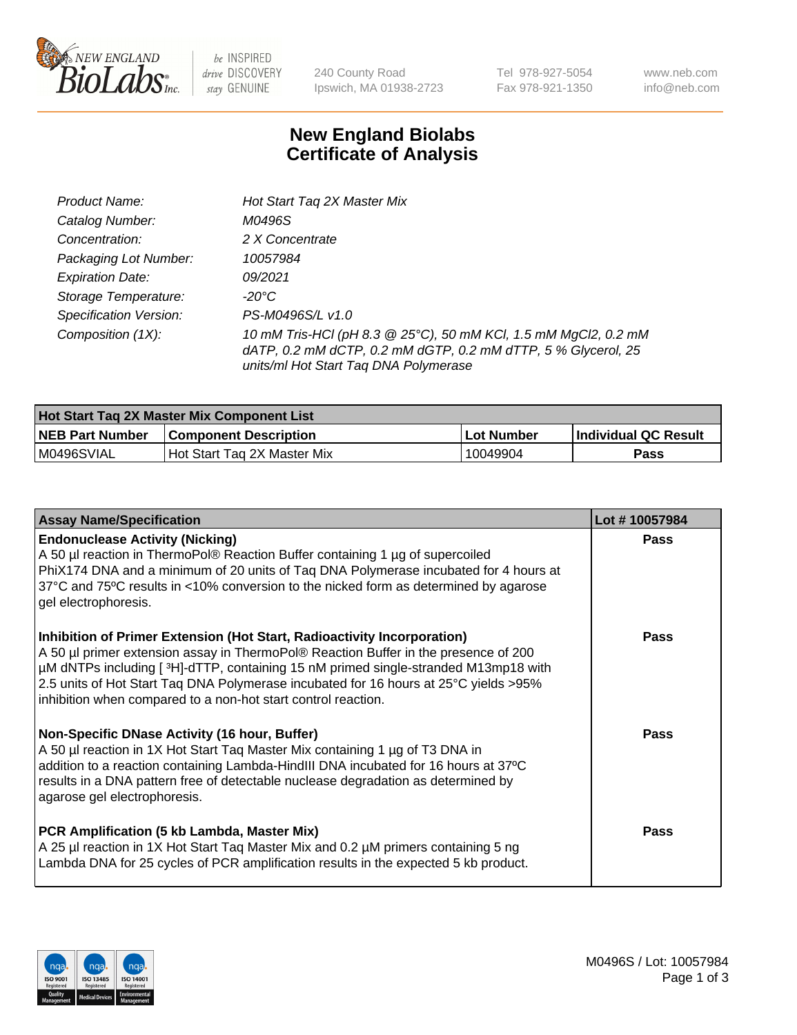New England BioLabs Inc. — be INSPIRED drive DISCOVERY stay GENUINE

240 County Road
Ipswich, MA 01938-2723

Tel 978-927-5054
Fax 978-921-1350

www.neb.com
info@neb.com

# New England Biolabs Certificate of Analysis

| | |
|---|---|
| *Product Name:* | *Hot Start Taq 2X Master Mix* |
| *Catalog Number:* | *M0496S* |
| *Concentration:* | *2 X Concentrate* |
| *Packaging Lot Number:* | *10057984* |
| *Expiration Date:* | *09/2021* |
| *Storage Temperature:* | *-20°C* |
| *Specification Version:* | *PS-M0496S/L v1.0* |
| *Composition (1X):* | *10 mM Tris-HCl (pH 8.3 @ 25°C), 50 mM KCl, 1.5 mM MgCl2, 0.2 mM dATP, 0.2 mM dCTP, 0.2 mM dGTP, 0.2 mM dTTP, 5 % Glycerol, 25 units/ml Hot Start Taq DNA Polymerase* |

| Hot Start Taq 2X Master Mix Component List | | | |
|---|---|---|---|
| **NEB Part Number** | **Component Description** | **Lot Number** | **Individual QC Result** |
| M0496SVIAL | Hot Start Taq 2X Master Mix | 10049904 | **Pass** |

| Assay Name/Specification | Lot # 10057984 |
|---|---|
| **Endonuclease Activity (Nicking)**<br>A 50 µl reaction in ThermoPol® Reaction Buffer containing 1 µg of supercoiled PhiX174 DNA and a minimum of 20 units of Taq DNA Polymerase incubated for 4 hours at 37°C and 75°C results in <10% conversion to the nicked form as determined by agarose gel electrophoresis. | **Pass** |
| **Inhibition of Primer Extension (Hot Start, Radioactivity Incorporation)**<br>A 50 µl primer extension assay in ThermoPol® Reaction Buffer in the presence of 200 µM dNTPs including [ $^3$H]-dTTP, containing 15 nM primed single-stranded M13mp18 with 2.5 units of Hot Start Taq DNA Polymerase incubated for 16 hours at 25°C yields >95% inhibition when compared to a non-hot start control reaction. | **Pass** |
| **Non-Specific DNase Activity (16 hour, Buffer)**<br>A 50 µl reaction in 1X Hot Start Taq Master Mix containing 1 µg of T3 DNA in addition to a reaction containing Lambda-HindIII DNA incubated for 16 hours at 37ºC results in a DNA pattern free of detectable nuclease degradation as determined by agarose gel electrophoresis. | **Pass** |
| **PCR Amplification (5 kb Lambda, Master Mix)**<br>A 25 µl reaction in 1X Hot Start Taq Master Mix and 0.2 µM primers containing 5 ng Lambda DNA for 25 cycles of PCR amplification results in the expected 5 kb product. | **Pass** |

M0496S / Lot: 10057984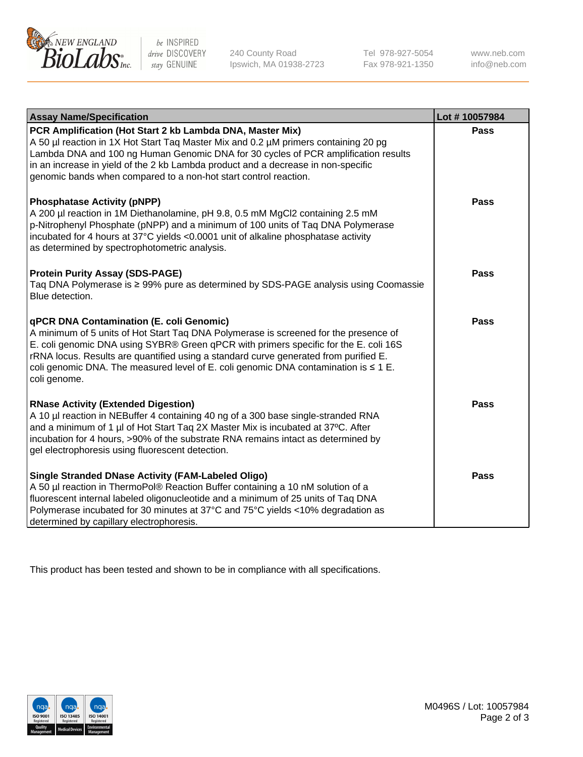| Assay Name/Specification | Lot # 10057984 |
|---|---|
| **PCR Amplification (Hot Start 2 kb Lambda DNA, Master Mix)**<br>A 50 µl reaction in 1X Hot Start Taq Master Mix and 0.2 µM primers containing 20 pg Lambda DNA and 100 ng Human Genomic DNA for 30 cycles of PCR amplification results in an increase in yield of the 2 kb Lambda product and a decrease in non-specific genomic bands when compared to a non-hot start control reaction. | **Pass** |
| **Phosphatase Activity (pNPP)**<br>A 200 µl reaction in 1M Diethanolamine, pH 9.8, 0.5 mM $MgCl_2$ containing 2.5 mM p-Nitrophenyl Phosphate (pNPP) and a minimum of 100 units of Taq DNA Polymerase incubated for 4 hours at 37°C yields <0.0001 unit of alkaline phosphatase activity as determined by spectrophotometric analysis. | **Pass** |
| **Protein Purity Assay (SDS-PAGE)**<br>Taq DNA Polymerase is ≥ 99% pure as determined by SDS-PAGE analysis using Coomassie Blue detection. | **Pass** |
| **qPCR DNA Contamination (E. coli Genomic)**<br>A minimum of 5 units of Hot Start Taq DNA Polymerase is screened for the presence of E. coli genomic DNA using SYBR® Green qPCR with primers specific for the E. coli 16S rRNA locus. Results are quantified using a standard curve generated from purified E. coli genomic DNA. The measured level of E. coli genomic DNA contamination is ≤ 1 E. coli genome. | **Pass** |
| **RNase Activity (Extended Digestion)**<br>A 10 µl reaction in NEBuffer 4 containing 40 ng of a 300 base single-stranded RNA and a minimum of 1 µl of Hot Start Taq 2X Master Mix is incubated at 37ºC. After incubation for 4 hours, >90% of the substrate RNA remains intact as determined by gel electrophoresis using fluorescent detection. | **Pass** |
| **Single Stranded DNase Activity (FAM-Labeled Oligo)**<br>A 50 µl reaction in ThermoPol® Reaction Buffer containing a 10 nM solution of a fluorescent internal labeled oligonucleotide and a minimum of 25 units of Taq DNA Polymerase incubated for 30 minutes at 37°C and 75°C yields <10% degradation as determined by capillary electrophoresis. | **Pass** |

This product has been tested and shown to be in compliance with all specifications.

M0496S / Lot: 10057984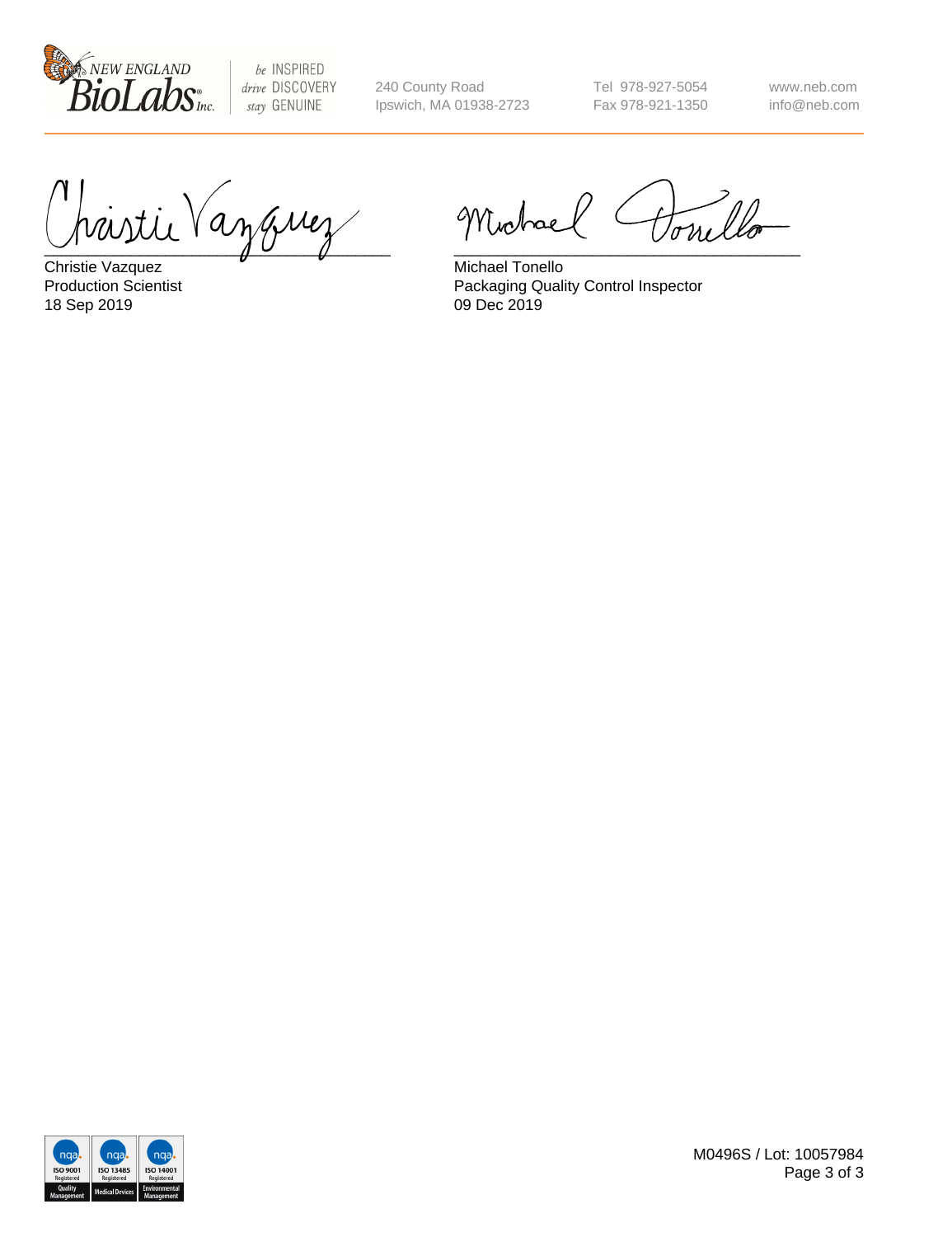240 County Road
Ipswich, MA 01938-2723

Tel 978-927-5054
Fax 978-921-1350

www.neb.com
info@neb.com

Christie Vazquez
Production Scientist
18 Sep 2019

Michael Tonello
Packaging Quality Control Inspector
09 Dec 2019

M0496S / Lot: 10057984